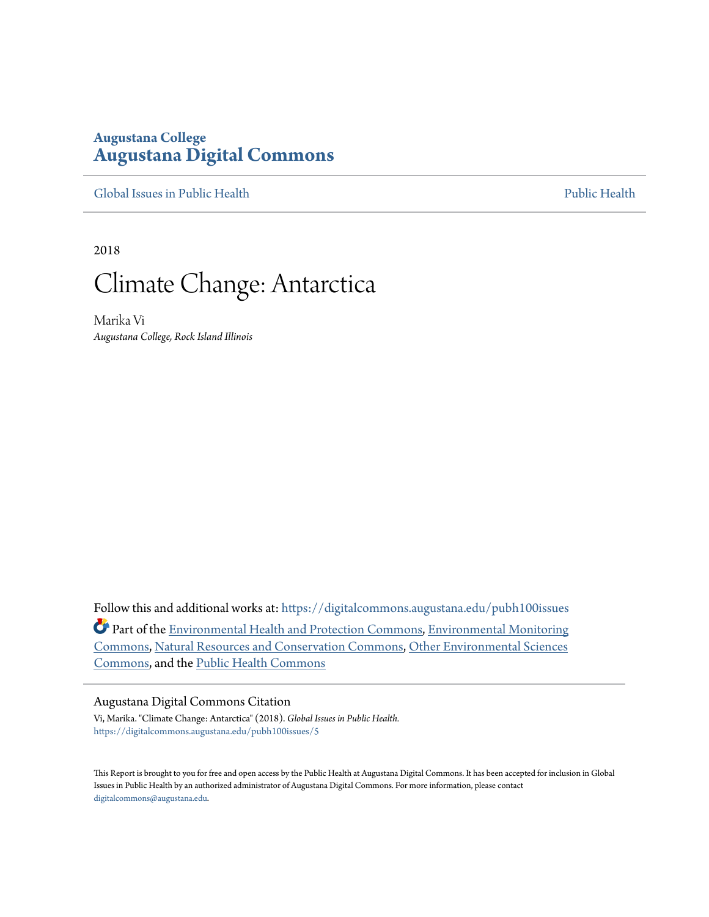**Augustana College**

# Augustana Digital Commons

Global Issues in Public Health | Public Health

2018

# Climate Change: Antarctica

Marika Vi

*Augustana College, Rock Island Illinois*

Follow this and additional works at: https://digitalcommons.augustana.edu/pubh100issues

Part of the Environmental Health and Protection Commons, Environmental Monitoring Commons, Natural Resources and Conservation Commons, Other Environmental Sciences Commons, and the Public Health Commons

## Augustana Digital Commons Citation

Vi, Marika. "Climate Change: Antarctica" (2018). *Global Issues in Public Health.*
https://digitalcommons.augustana.edu/pubh100issues/5

This Report is brought to you for free and open access by the Public Health at Augustana Digital Commons. It has been accepted for inclusion in Global Issues in Public Health by an authorized administrator of Augustana Digital Commons. For more information, please contact digitalcommons@augustana.edu.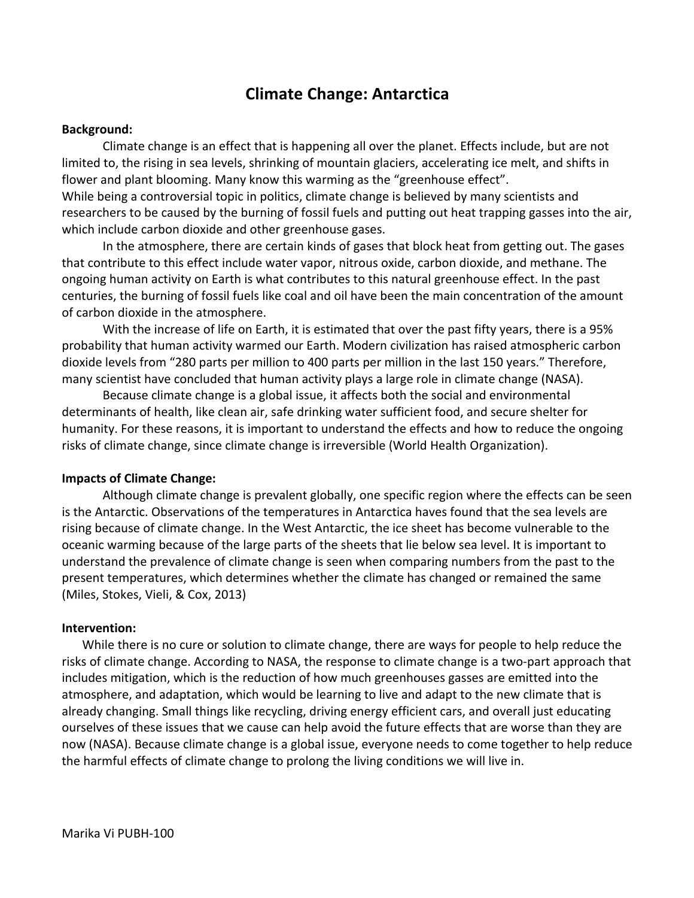# Climate Change: Antarctica

**Background:**

Climate change is an effect that is happening all over the planet. Effects include, but are not limited to, the rising in sea levels, shrinking of mountain glaciers, accelerating ice melt, and shifts in flower and plant blooming. Many know this warming as the "greenhouse effect".
While being a controversial topic in politics, climate change is believed by many scientists and researchers to be caused by the burning of fossil fuels and putting out heat trapping gasses into the air, which include carbon dioxide and other greenhouse gases.

In the atmosphere, there are certain kinds of gases that block heat from getting out. The gases that contribute to this effect include water vapor, nitrous oxide, carbon dioxide, and methane. The ongoing human activity on Earth is what contributes to this natural greenhouse effect. In the past centuries, the burning of fossil fuels like coal and oil have been the main concentration of the amount of carbon dioxide in the atmosphere.

With the increase of life on Earth, it is estimated that over the past fifty years, there is a 95% probability that human activity warmed our Earth. Modern civilization has raised atmospheric carbon dioxide levels from "280 parts per million to 400 parts per million in the last 150 years." Therefore, many scientist have concluded that human activity plays a large role in climate change (NASA).

Because climate change is a global issue, it affects both the social and environmental determinants of health, like clean air, safe drinking water sufficient food, and secure shelter for humanity. For these reasons, it is important to understand the effects and how to reduce the ongoing risks of climate change, since climate change is irreversible (World Health Organization).

**Impacts of Climate Change:**

Although climate change is prevalent globally, one specific region where the effects can be seen is the Antarctic. Observations of the temperatures in Antarctica haves found that the sea levels are rising because of climate change. In the West Antarctic, the ice sheet has become vulnerable to the oceanic warming because of the large parts of the sheets that lie below sea level. It is important to understand the prevalence of climate change is seen when comparing numbers from the past to the present temperatures, which determines whether the climate has changed or remained the same (Miles, Stokes, Vieli, & Cox, 2013)

**Intervention:**

While there is no cure or solution to climate change, there are ways for people to help reduce the risks of climate change. According to NASA, the response to climate change is a two-part approach that includes mitigation, which is the reduction of how much greenhouses gasses are emitted into the atmosphere, and adaptation, which would be learning to live and adapt to the new climate that is already changing. Small things like recycling, driving energy efficient cars, and overall just educating ourselves of these issues that we cause can help avoid the future effects that are worse than they are now (NASA). Because climate change is a global issue, everyone needs to come together to help reduce the harmful effects of climate change to prolong the living conditions we will live in.

Marika Vi PUBH-100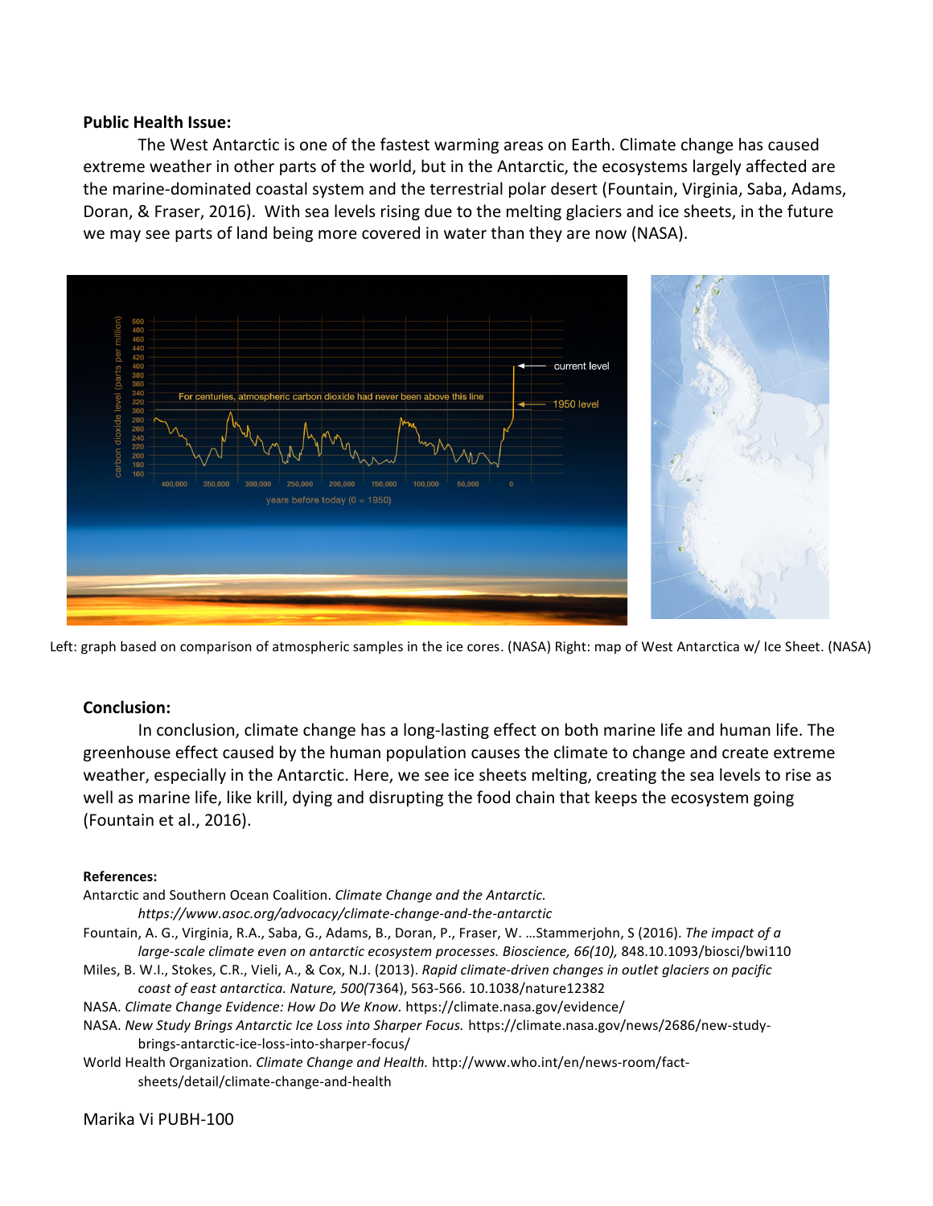**Public Health Issue:**

The West Antarctic is one of the fastest warming areas on Earth. Climate change has caused extreme weather in other parts of the world, but in the Antarctic, the ecosystems largely affected are the marine-dominated coastal system and the terrestrial polar desert (Fountain, Virginia, Saba, Adams, Doran, & Fraser, 2016). With sea levels rising due to the melting glaciers and ice sheets, in the future we may see parts of land being more covered in water than they are now (NASA).

carbon dioxide level (parts per million)

500 480 460 440 420 400 380 360 340 320 300 280 260 240 220 200 180 160

current level

For centuries, atmospheric carbon dioxide had never been above this line

1950 level

400,000 350,000 300,000 250,000 200,000 150,000 100,000 50,000 0

years before today (0 = 1950)

Left: graph based on comparison of atmospheric samples in the ice cores. (NASA) Right: map of West Antarctica w/ Ice Sheet. (NASA)

**Conclusion:**

In conclusion, climate change has a long-lasting effect on both marine life and human life. The greenhouse effect caused by the human population causes the climate to change and create extreme weather, especially in the Antarctic. Here, we see ice sheets melting, creating the sea levels to rise as well as marine life, like krill, dying and disrupting the food chain that keeps the ecosystem going (Fountain et al., 2016).

**References:**

Antarctic and Southern Ocean Coalition. *Climate Change and the Antarctic. https://www.asoc.org/advocacy/climate-change-and-the-antarctic*

Fountain, A. G., Virginia, R.A., Saba, G., Adams, B., Doran, P., Fraser, W. …Stammerjohn, S (2016). *The impact of a large-scale climate even on antarctic ecosystem processes. Bioscience, 66(10),* 848.10.1093/biosci/bwi110

Miles, B. W.I., Stokes, C.R., Vieli, A., & Cox, N.J. (2013). *Rapid climate-driven changes in outlet glaciers on pacific coast of east antarctica. Nature, 500(*7364), 563-566. 10.1038/nature12382

NASA. *Climate Change Evidence: How Do We Know.* https://climate.nasa.gov/evidence/

NASA. *New Study Brings Antarctic Ice Loss into Sharper Focus.* https://climate.nasa.gov/news/2686/new-study-brings-antarctic-ice-loss-into-sharper-focus/

World Health Organization. *Climate Change and Health.* http://www.who.int/en/news-room/fact-sheets/detail/climate-change-and-health

Marika Vi PUBH-100